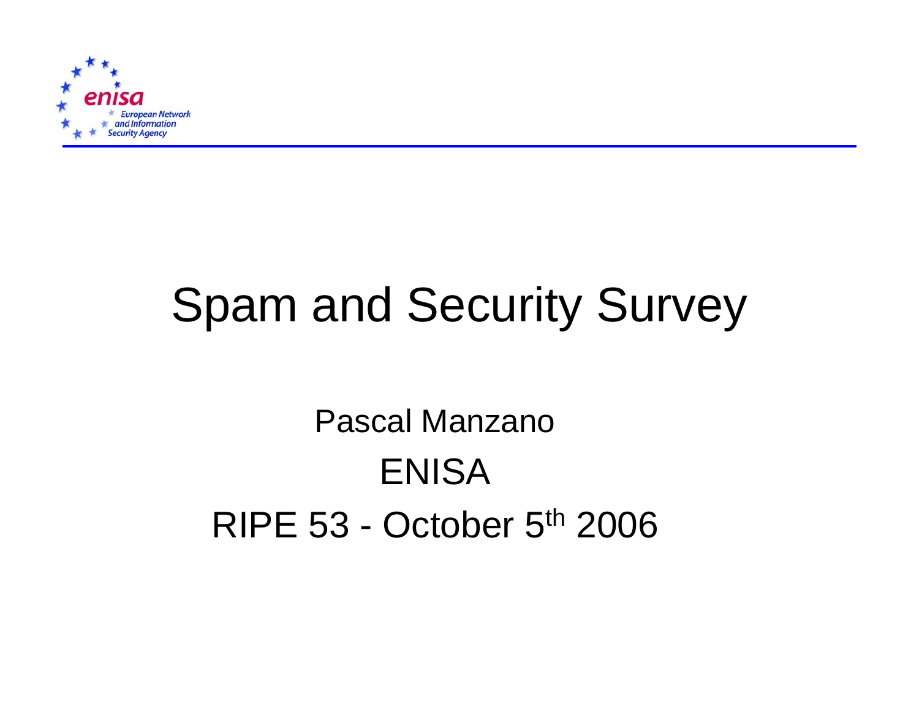# Spam and Security Survey

Pascal Manzano

ENISA

RIPE 53 - October 5th 2006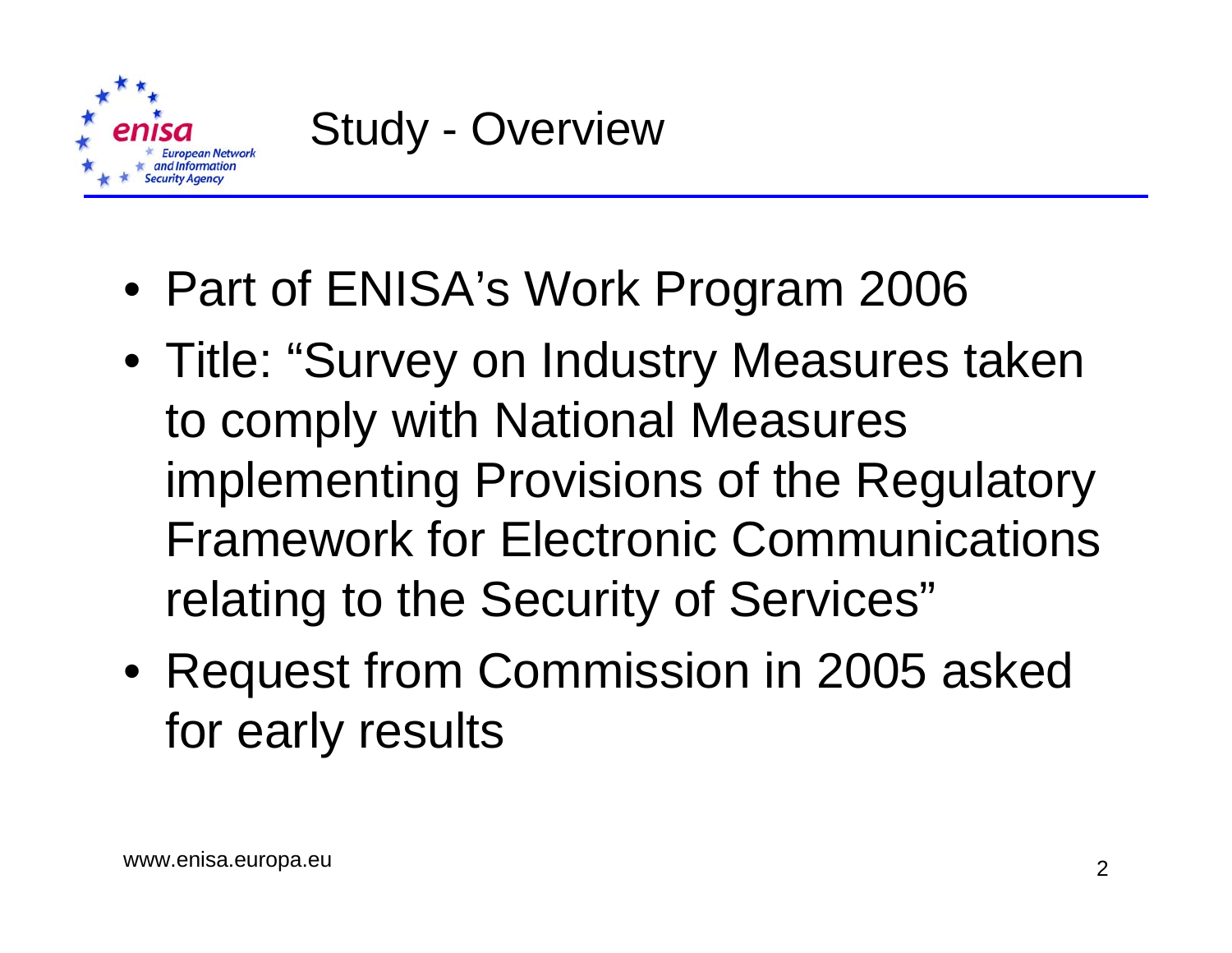# Study - Overview

- Part of ENISA's Work Program 2006
- Title: "Survey on Industry Measures taken to comply with National Measures implementing Provisions of the Regulatory Framework for Electronic Communications relating to the Security of Services"
- Request from Commission in 2005 asked for early results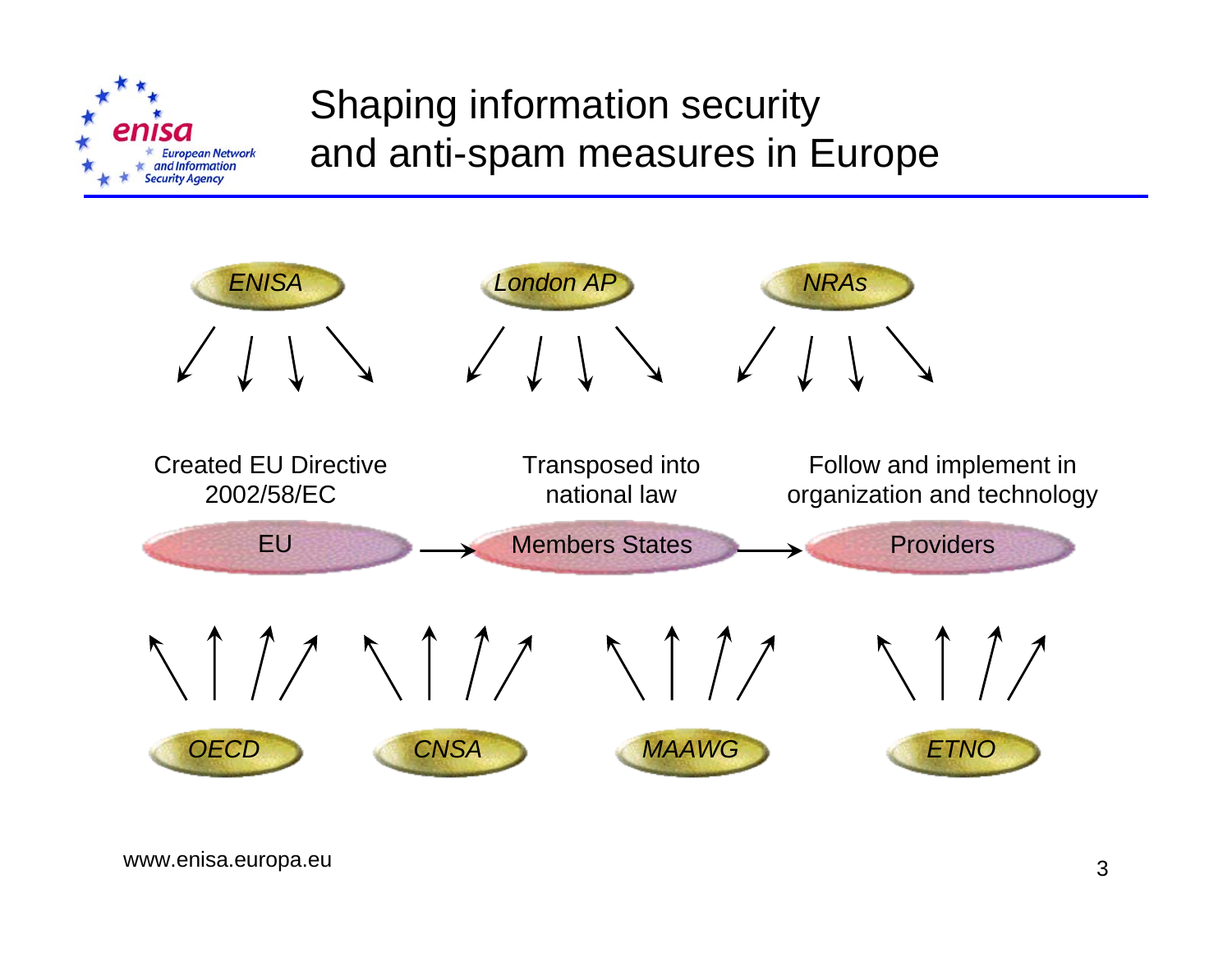# Shaping information security and anti-spam measures in Europe

*ENISA* *London AP* *NRAs*

Created EU Directive 2002/58/EC

Transposed into national law

Follow and implement in organization and technology

EU → Members States → Providers

*OECD* *CNSA* *MAAWG* *ETNO*

www.enisa.europa.eu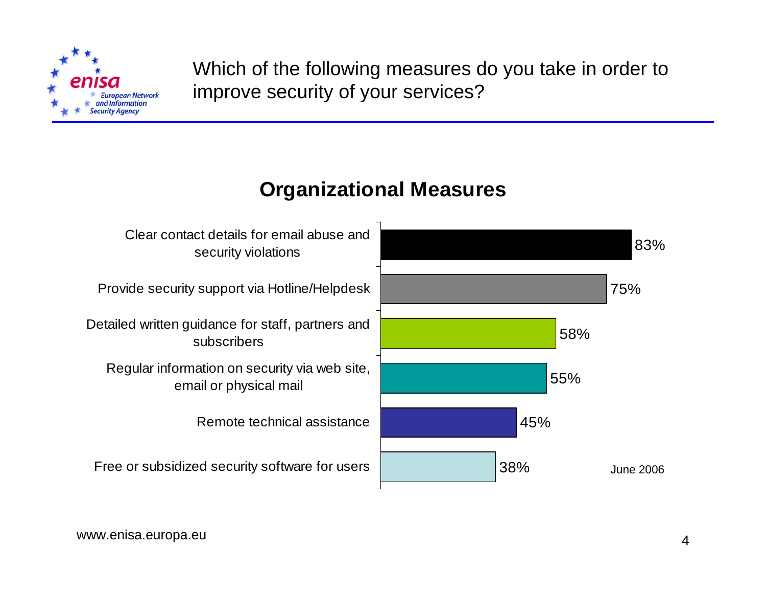Which of the following measures do you take in order to improve security of your services?

## Organizational Measures

| Measure | Percentage |
|---|---|
| Clear contact details for email abuse and security violations | 83% |
| Provide security support via Hotline/Helpdesk | 75% |
| Detailed written guidance for staff, partners and subscribers | 58% |
| Regular information on security via web site, email or physical mail | 55% |
| Remote technical assistance | 45% |
| Free or subsidized security software for users | 38% |

June 2006

www.enisa.europa.eu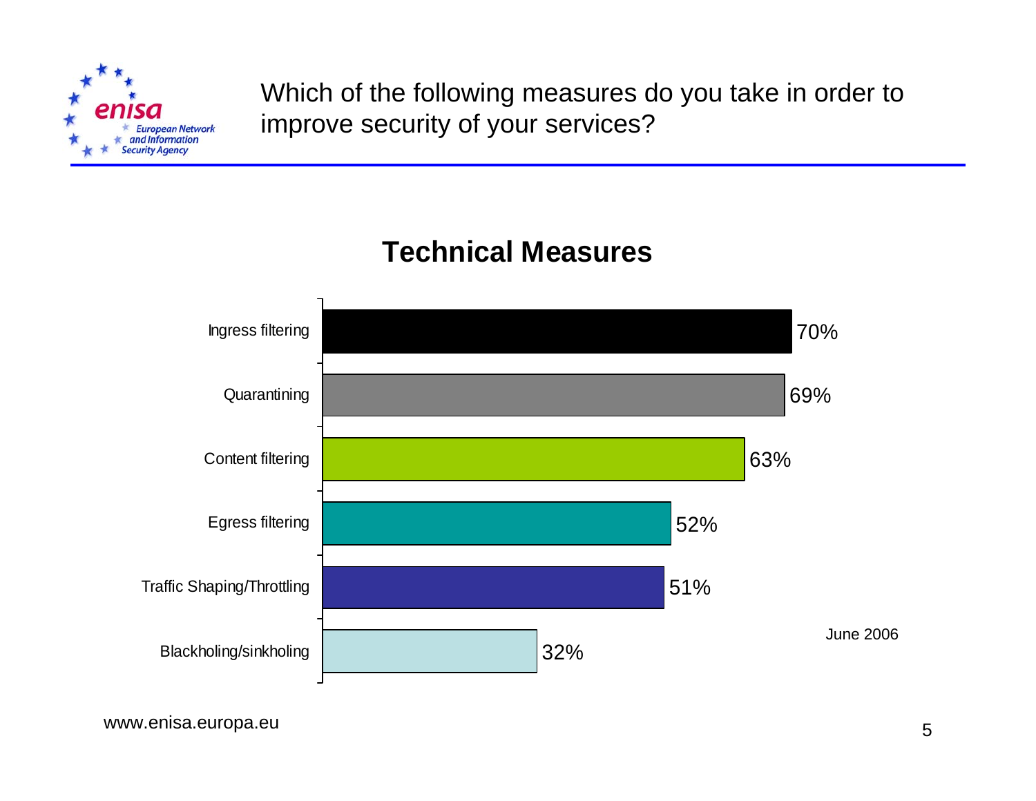# Which of the following measures do you take in order to improve security of your services?

## Technical Measures

| Measure | Percentage |
| --- | --- |
| Ingress filtering | 70% |
| Quarantining | 69% |
| Content filtering | 63% |
| Egress filtering | 52% |
| Traffic Shaping/Throttling | 51% |
| Blackholing/sinkholing | 32% |

June 2006

www.enisa.europa.eu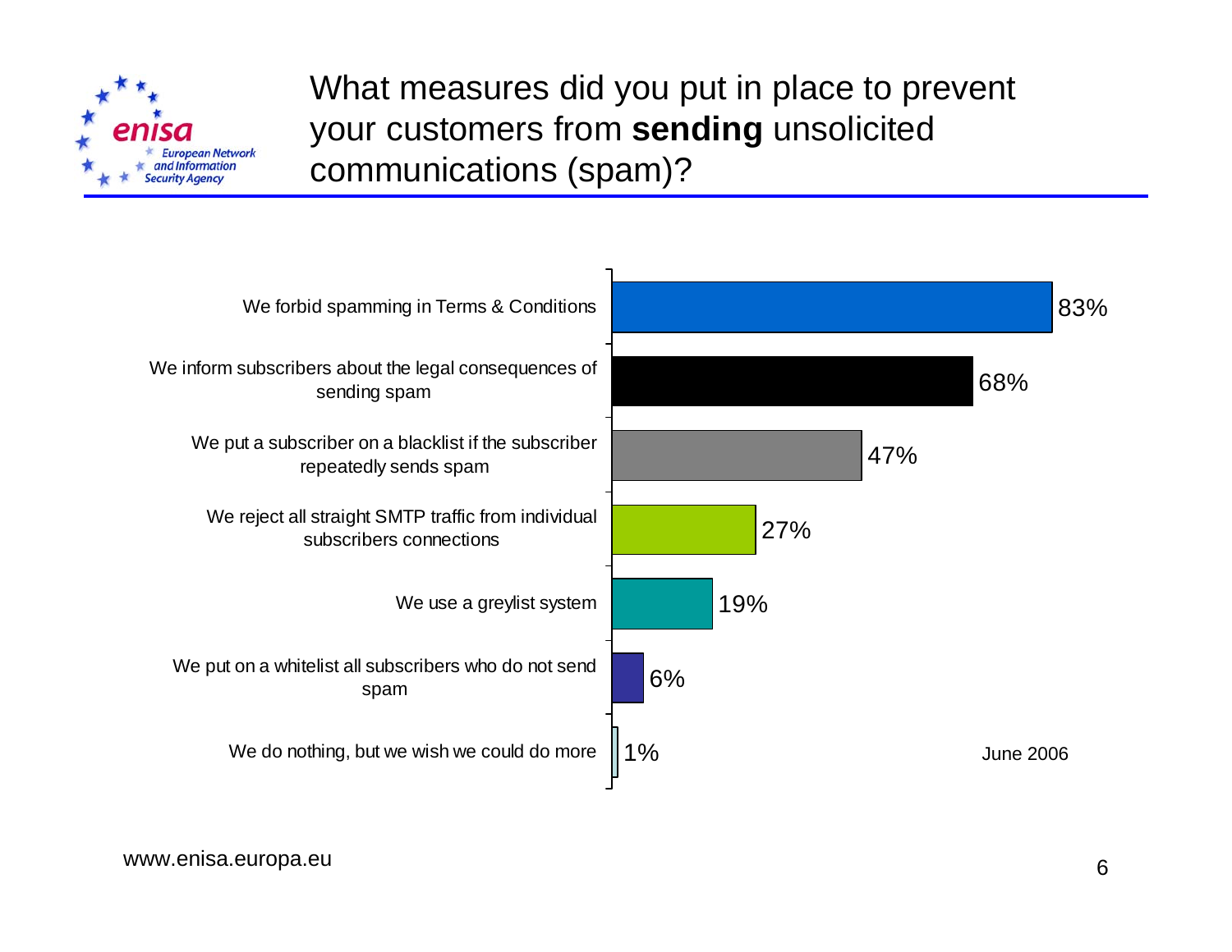# What measures did you put in place to prevent your customers from **sending** unsolicited communications (spam)?

| Measure | Percentage |
|---|---|
| We forbid spamming in Terms & Conditions | 83% |
| We inform subscribers about the legal consequences of sending spam | 68% |
| We put a subscriber on a blacklist if the subscriber repeatedly sends spam | 47% |
| We reject all straight SMTP traffic from individual subscribers connections | 27% |
| We use a greylist system | 19% |
| We put on a whitelist all subscribers who do not send spam | 6% |
| We do nothing, but we wish we could do more | 1% |

June 2006

www.enisa.europa.eu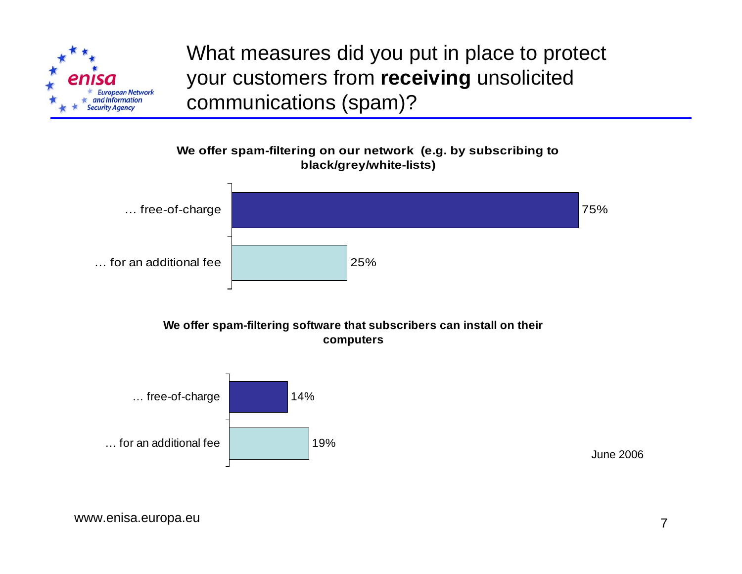# What measures did you put in place to protect your customers from **receiving** unsolicited communications (spam)?

**We offer spam-filtering on our network (e.g. by subscribing to black/grey/white-lists)**

| | |
|---|---|
| … free-of-charge | 75% |
| … for an additional fee | 25% |

**We offer spam-filtering software that subscribers can install on their computers**

| | |
|---|---|
| … free-of-charge | 14% |
| … for an additional fee | 19% |

June 2006

www.enisa.europa.eu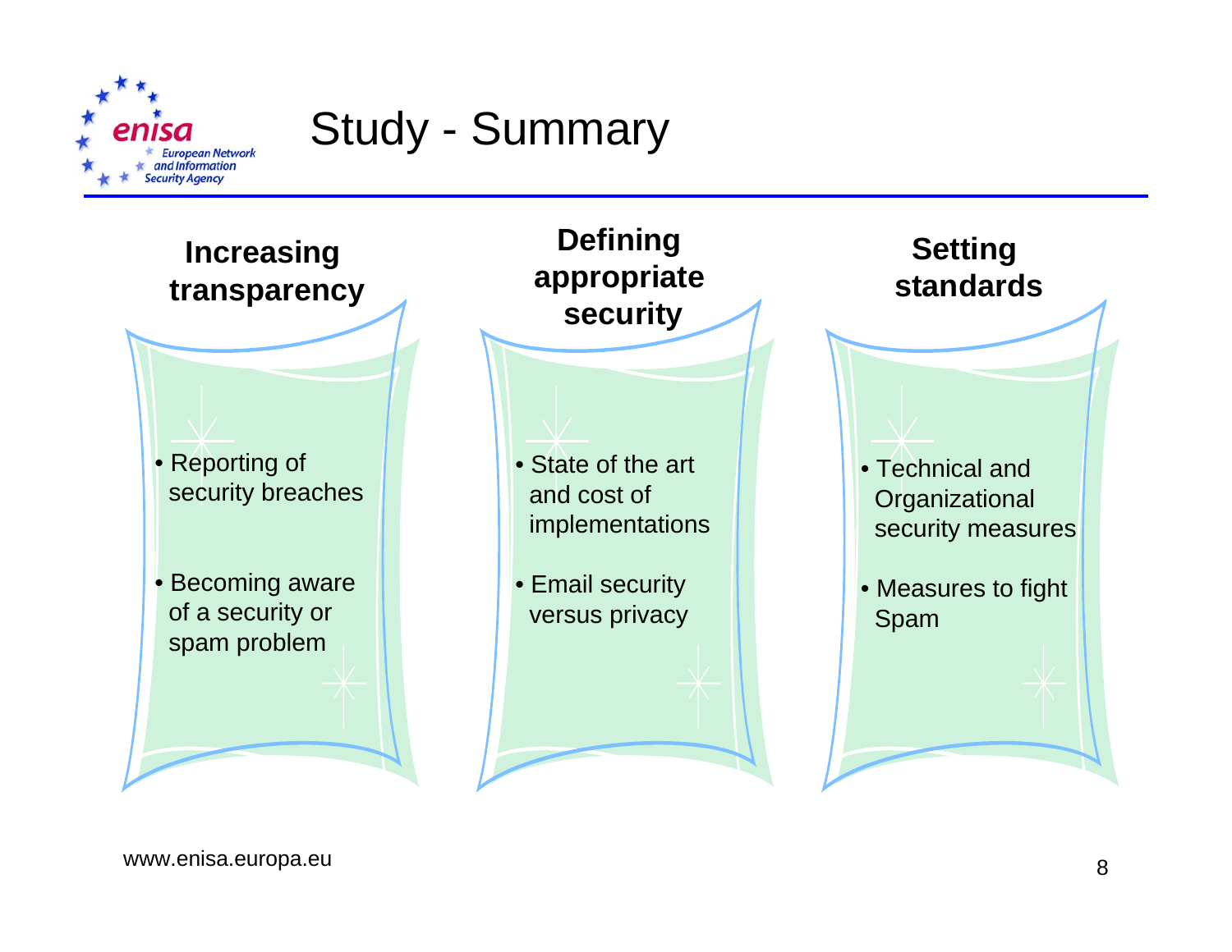# Study - Summary

### Increasing transparency

- Reporting of security breaches
- Becoming aware of a security or spam problem

### Defining appropriate security

- State of the art and cost of implementations
- Email security versus privacy

### Setting standards

- Technical and Organizational security measures
- Measures to fight Spam

www.enisa.europa.eu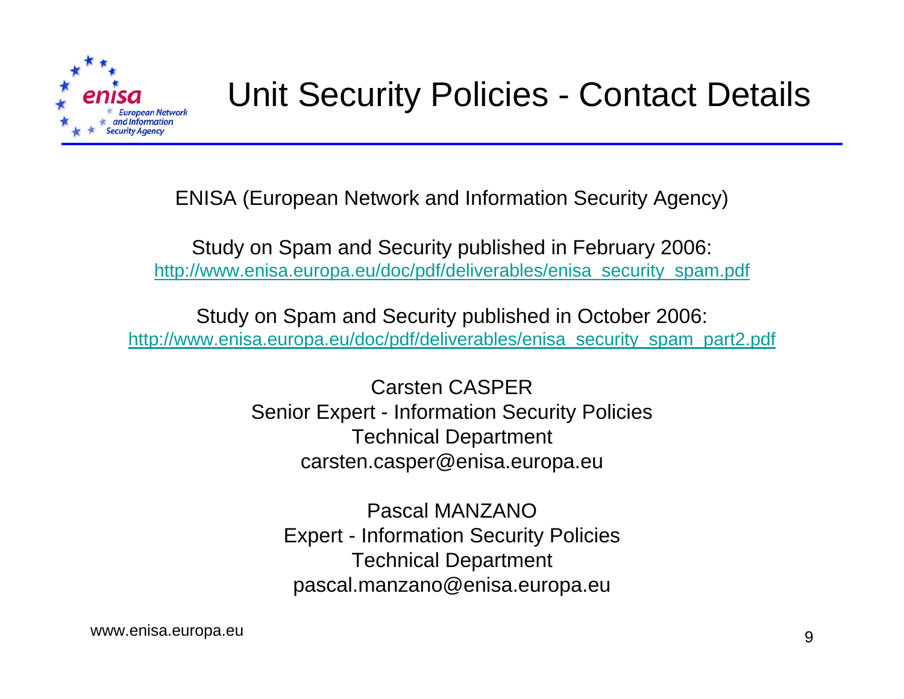# Unit Security Policies - Contact Details

ENISA (European Network and Information Security Agency)

Study on Spam and Security published in February 2006:
http://www.enisa.europa.eu/doc/pdf/deliverables/enisa_security_spam.pdf

Study on Spam and Security published in October 2006:
http://www.enisa.europa.eu/doc/pdf/deliverables/enisa_security_spam_part2.pdf

Carsten CASPER
Senior Expert - Information Security Policies
Technical Department
carsten.casper@enisa.europa.eu

Pascal MANZANO
Expert - Information Security Policies
Technical Department
pascal.manzano@enisa.europa.eu